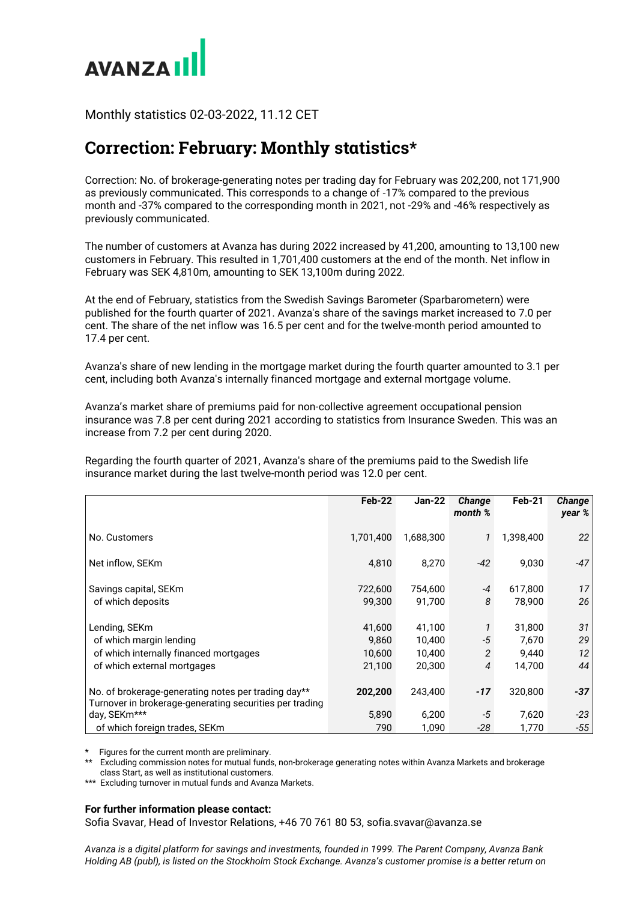AVANZA

Monthly statistics 02-03-2022, 11.12 CET

# Correction: February: Monthly statistics*

Correction: No. of brokerage-generating notes per trading day for February was 202,200, not 171,900 as previously communicated. This corresponds to a change of -17% compared to the previous month and -37% compared to the corresponding month in 2021, not -29% and -46% respectively as previously communicated.

The number of customers at Avanza has during 2022 increased by 41,200, amounting to 13,100 new customers in February. This resulted in 1,701,400 customers at the end of the month. Net inflow in February was SEK 4,810m, amounting to SEK 13,100m during 2022.

At the end of February, statistics from the Swedish Savings Barometer (Sparbarometern) were published for the fourth quarter of 2021. Avanza's share of the savings market increased to 7.0 per cent. The share of the net inflow was 16.5 per cent and for the twelve-month period amounted to 17.4 per cent.

Avanza's share of new lending in the mortgage market during the fourth quarter amounted to 3.1 per cent, including both Avanza's internally financed mortgage and external mortgage volume.

Avanza's market share of premiums paid for non-collective agreement occupational pension insurance was 7.8 per cent during 2021 according to statistics from Insurance Sweden. This was an increase from 7.2 per cent during 2020.

Regarding the fourth quarter of 2021, Avanza's share of the premiums paid to the Swedish life insurance market during the last twelve-month period was 12.0 per cent.

| | Feb-22 | Jan-22 | *Change month %* | Feb-21 | *Change year %* |
|---|---|---|---|---|---|
| No. Customers | 1,701,400 | 1,688,300 | *1* | 1,398,400 | *22* |
| Net inflow, SEKm | 4,810 | 8,270 | *-42* | 9,030 | *-47* |
| Savings capital, SEKm | 722,600 | 754,600 | *-4* | 617,800 | *17* |
| of which deposits | 99,300 | 91,700 | *8* | 78,900 | *26* |
| Lending, SEKm | 41,600 | 41,100 | *1* | 31,800 | *31* |
| of which margin lending | 9,860 | 10,400 | *-5* | 7,670 | *29* |
| of which internally financed mortgages | 10,600 | 10,400 | *2* | 9,440 | *12* |
| of which external mortgages | 21,100 | 20,300 | *4* | 14,700 | *44* |
| No. of brokerage-generating notes per trading day** | **202,200** | 243,400 | ***-17*** | 320,800 | ***-37*** |
| Turnover in brokerage-generating securities per trading day, SEKm*** | 5,890 | 6,200 | *-5* | 7,620 | *-23* |
| of which foreign trades, SEKm | 790 | 1,090 | *-28* | 1,770 | *-55* |

\* Figures for the current month are preliminary.
** Excluding commission notes for mutual funds, non-brokerage generating notes within Avanza Markets and brokerage class Start, as well as institutional customers.
*** Excluding turnover in mutual funds and Avanza Markets.

**For further information please contact:**
Sofia Svavar, Head of Investor Relations, +46 70 761 80 53, sofia.svavar@avanza.se

*Avanza is a digital platform for savings and investments, founded in 1999. The Parent Company, Avanza Bank Holding AB (publ), is listed on the Stockholm Stock Exchange. Avanza's customer promise is a better return on*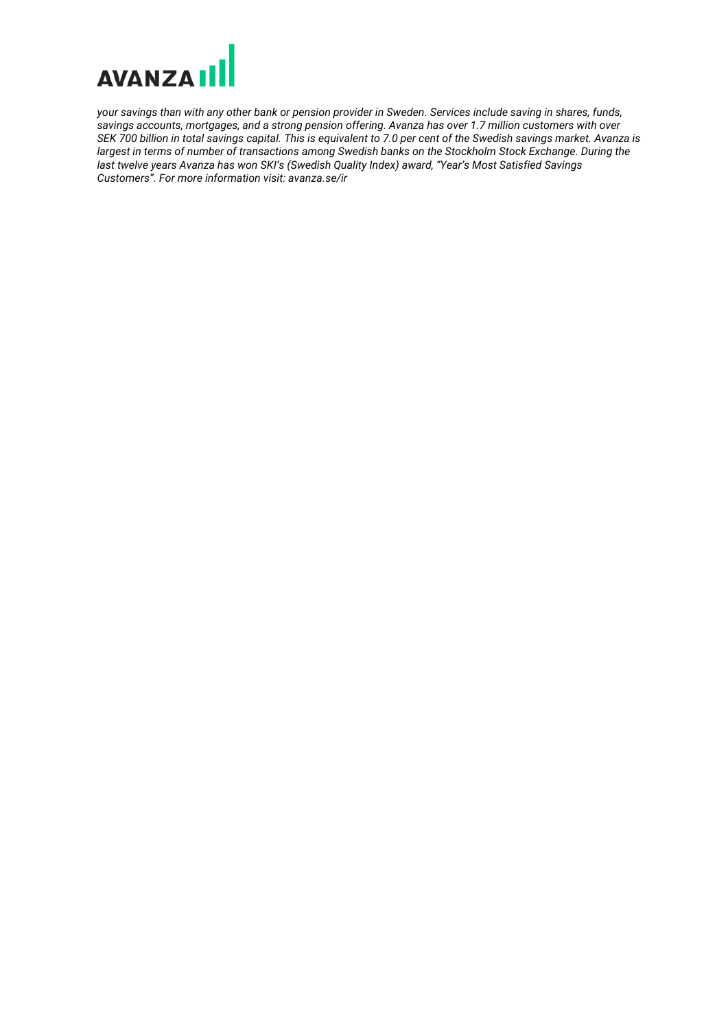*your savings than with any other bank or pension provider in Sweden. Services include saving in shares, funds, savings accounts, mortgages, and a strong pension offering. Avanza has over 1.7 million customers with over SEK 700 billion in total savings capital. This is equivalent to 7.0 per cent of the Swedish savings market. Avanza is largest in terms of number of transactions among Swedish banks on the Stockholm Stock Exchange. During the last twelve years Avanza has won SKI's (Swedish Quality Index) award, "Year's Most Satisfied Savings Customers". For more information visit: avanza.se/ir*